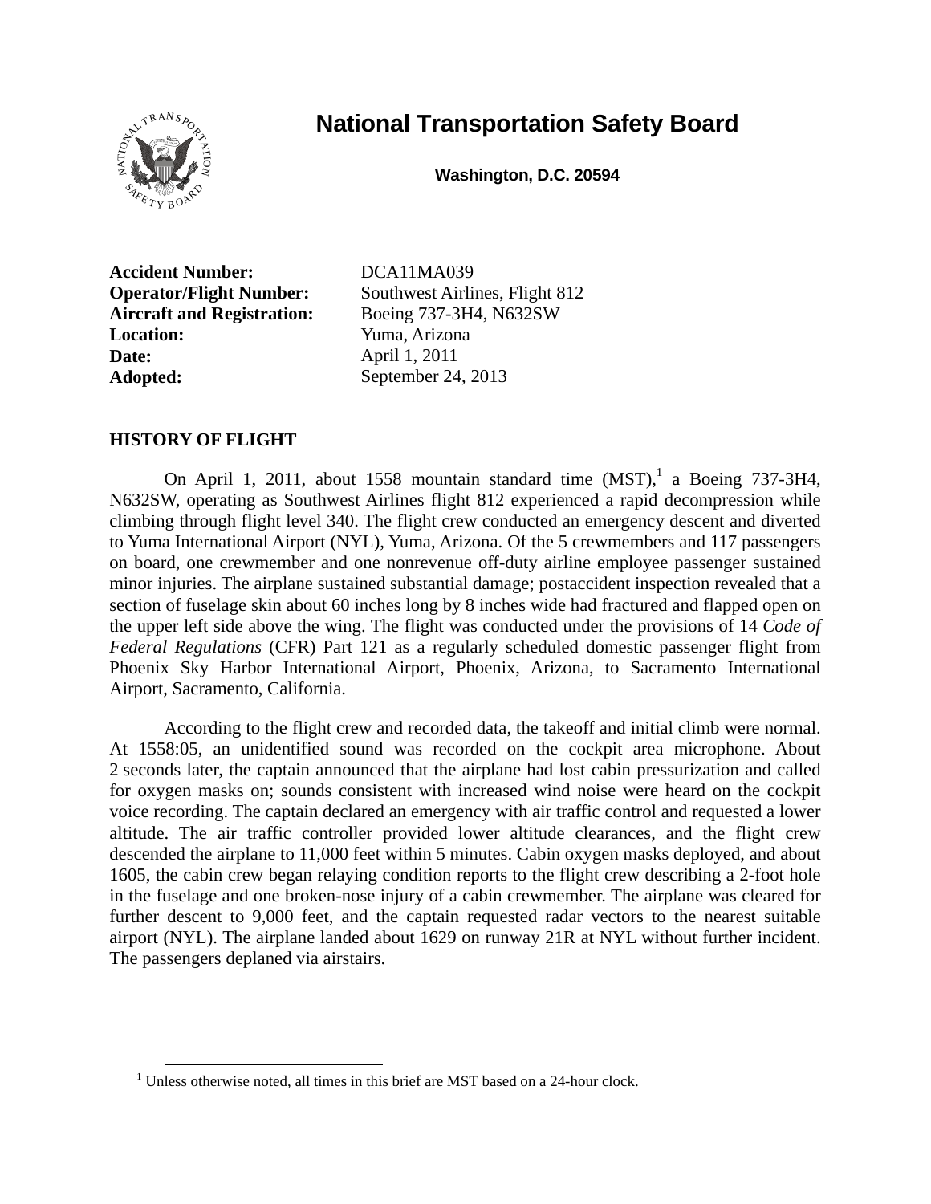# National Transportation Safety Board

**Washington, D.C. 20594**

| | |
|---|---|
| **Accident Number:** | DCA11MA039 |
| **Operator/Flight Number:** | Southwest Airlines, Flight 812 |
| **Aircraft and Registration:** | Boeing 737-3H4, N632SW |
| **Location:** | Yuma, Arizona |
| **Date:** | April 1, 2011 |
| **Adopted:** | September 24, 2013 |

## HISTORY OF FLIGHT

On April 1, 2011, about 1558 mountain standard time (MST),[1] a Boeing 737-3H4, N632SW, operating as Southwest Airlines flight 812 experienced a rapid decompression while climbing through flight level 340. The flight crew conducted an emergency descent and diverted to Yuma International Airport (NYL), Yuma, Arizona. Of the 5 crewmembers and 117 passengers on board, one crewmember and one nonrevenue off-duty airline employee passenger sustained minor injuries. The airplane sustained substantial damage; postaccident inspection revealed that a section of fuselage skin about 60 inches long by 8 inches wide had fractured and flapped open on the upper left side above the wing. The flight was conducted under the provisions of 14 *Code of Federal Regulations* (CFR) Part 121 as a regularly scheduled domestic passenger flight from Phoenix Sky Harbor International Airport, Phoenix, Arizona, to Sacramento International Airport, Sacramento, California.

According to the flight crew and recorded data, the takeoff and initial climb were normal. At 1558:05, an unidentified sound was recorded on the cockpit area microphone. About 2 seconds later, the captain announced that the airplane had lost cabin pressurization and called for oxygen masks on; sounds consistent with increased wind noise were heard on the cockpit voice recording. The captain declared an emergency with air traffic control and requested a lower altitude. The air traffic controller provided lower altitude clearances, and the flight crew descended the airplane to 11,000 feet within 5 minutes. Cabin oxygen masks deployed, and about 1605, the cabin crew began relaying condition reports to the flight crew describing a 2-foot hole in the fuselage and one broken-nose injury of a cabin crewmember. The airplane was cleared for further descent to 9,000 feet, and the captain requested radar vectors to the nearest suitable airport (NYL). The airplane landed about 1629 on runway 21R at NYL without further incident. The passengers deplaned via airstairs.

---

[1] Unless otherwise noted, all times in this brief are MST based on a 24-hour clock.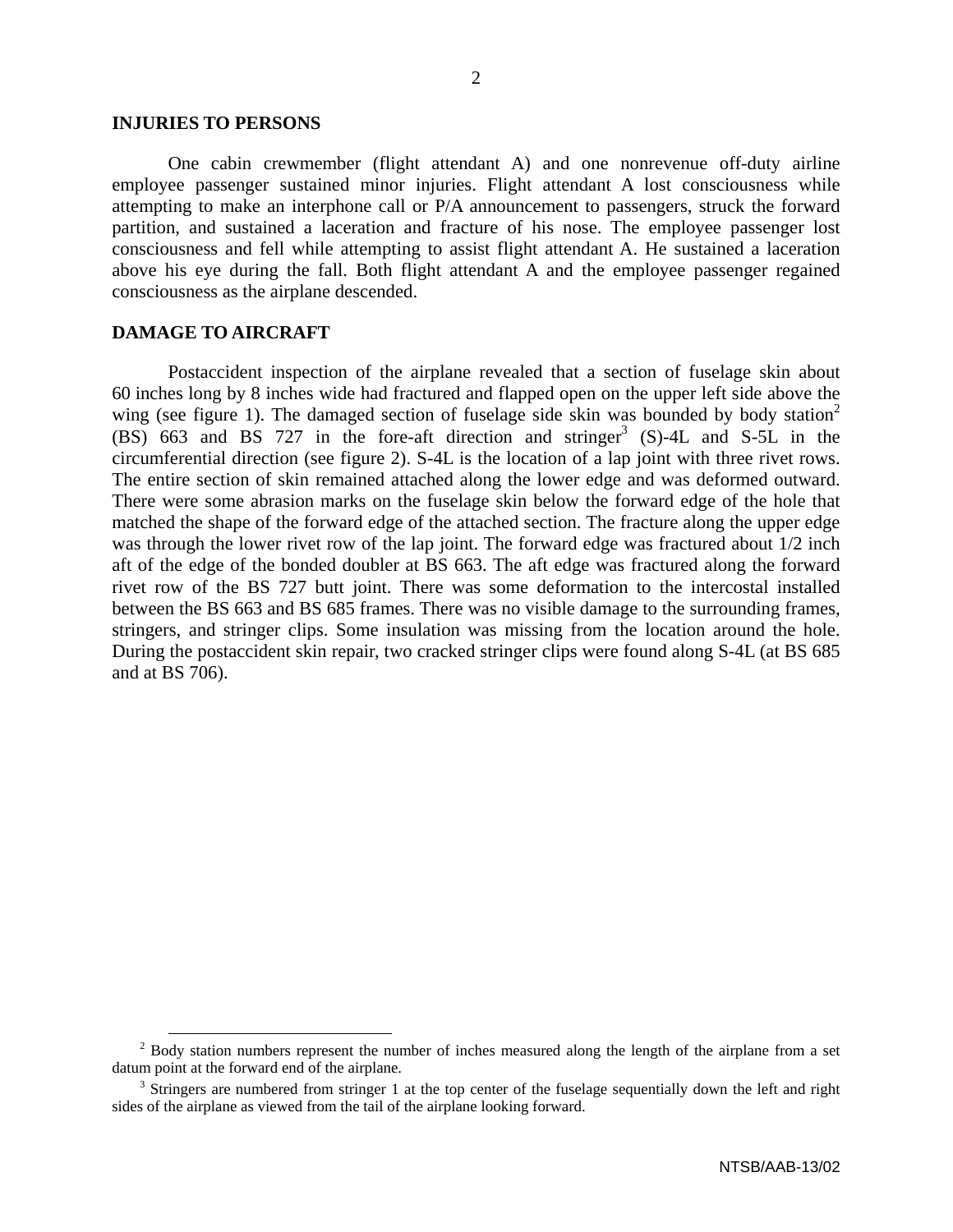## INJURIES TO PERSONS

One cabin crewmember (flight attendant A) and one nonrevenue off-duty airline employee passenger sustained minor injuries. Flight attendant A lost consciousness while attempting to make an interphone call or P/A announcement to passengers, struck the forward partition, and sustained a laceration and fracture of his nose. The employee passenger lost consciousness and fell while attempting to assist flight attendant A. He sustained a laceration above his eye during the fall. Both flight attendant A and the employee passenger regained consciousness as the airplane descended.

## DAMAGE TO AIRCRAFT

Postaccident inspection of the airplane revealed that a section of fuselage skin about 60 inches long by 8 inches wide had fractured and flapped open on the upper left side above the wing (see figure 1). The damaged section of fuselage side skin was bounded by body station[2] (BS) 663 and BS 727 in the fore-aft direction and stringer[3] (S)-4L and S-5L in the circumferential direction (see figure 2). S-4L is the location of a lap joint with three rivet rows. The entire section of skin remained attached along the lower edge and was deformed outward. There were some abrasion marks on the fuselage skin below the forward edge of the hole that matched the shape of the forward edge of the attached section. The fracture along the upper edge was through the lower rivet row of the lap joint. The forward edge was fractured about 1/2 inch aft of the edge of the bonded doubler at BS 663. The aft edge was fractured along the forward rivet row of the BS 727 butt joint. There was some deformation to the intercostal installed between the BS 663 and BS 685 frames. There was no visible damage to the surrounding frames, stringers, and stringer clips. Some insulation was missing from the location around the hole. During the postaccident skin repair, two cracked stringer clips were found along S-4L (at BS 685 and at BS 706).

[2] Body station numbers represent the number of inches measured along the length of the airplane from a set datum point at the forward end of the airplane.

[3] Stringers are numbered from stringer 1 at the top center of the fuselage sequentially down the left and right sides of the airplane as viewed from the tail of the airplane looking forward.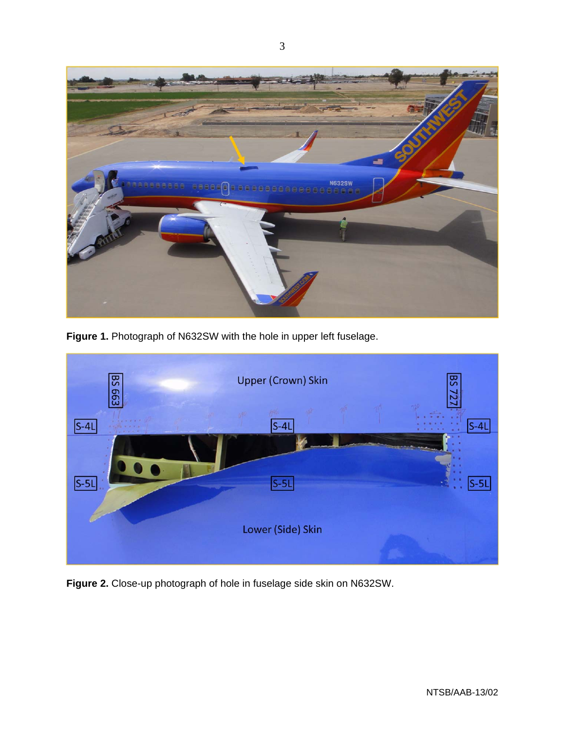Figure 1. Photograph of N632SW with the hole in upper left fuselage.

Upper (Crown) Skin

BS 663

BS 727

S-4L

S-4L

S-4L

S-5L

S-5L

S-5L

Lower (Side) Skin

Figure 2. Close-up photograph of hole in fuselage side skin on N632SW.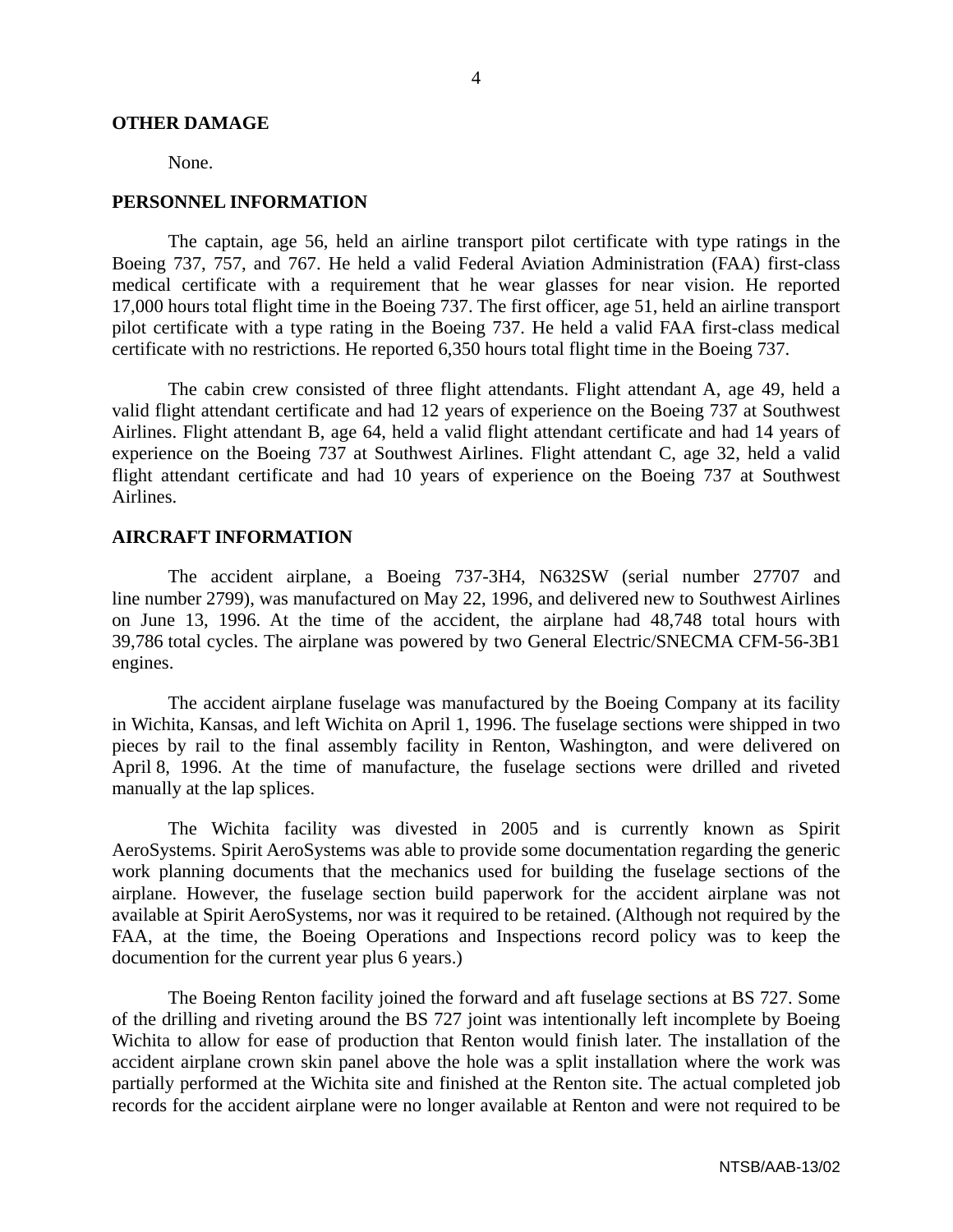**OTHER DAMAGE**

None.

**PERSONNEL INFORMATION**

The captain, age 56, held an airline transport pilot certificate with type ratings in the Boeing 737, 757, and 767. He held a valid Federal Aviation Administration (FAA) first-class medical certificate with a requirement that he wear glasses for near vision. He reported 17,000 hours total flight time in the Boeing 737. The first officer, age 51, held an airline transport pilot certificate with a type rating in the Boeing 737. He held a valid FAA first-class medical certificate with no restrictions. He reported 6,350 hours total flight time in the Boeing 737.

The cabin crew consisted of three flight attendants. Flight attendant A, age 49, held a valid flight attendant certificate and had 12 years of experience on the Boeing 737 at Southwest Airlines. Flight attendant B, age 64, held a valid flight attendant certificate and had 14 years of experience on the Boeing 737 at Southwest Airlines. Flight attendant C, age 32, held a valid flight attendant certificate and had 10 years of experience on the Boeing 737 at Southwest Airlines.

**AIRCRAFT INFORMATION**

The accident airplane, a Boeing 737-3H4, N632SW (serial number 27707 and line number 2799), was manufactured on May 22, 1996, and delivered new to Southwest Airlines on June 13, 1996. At the time of the accident, the airplane had 48,748 total hours with 39,786 total cycles. The airplane was powered by two General Electric/SNECMA CFM-56-3B1 engines.

The accident airplane fuselage was manufactured by the Boeing Company at its facility in Wichita, Kansas, and left Wichita on April 1, 1996. The fuselage sections were shipped in two pieces by rail to the final assembly facility in Renton, Washington, and were delivered on April 8, 1996. At the time of manufacture, the fuselage sections were drilled and riveted manually at the lap splices.

The Wichita facility was divested in 2005 and is currently known as Spirit AeroSystems. Spirit AeroSystems was able to provide some documentation regarding the generic work planning documents that the mechanics used for building the fuselage sections of the airplane. However, the fuselage section build paperwork for the accident airplane was not available at Spirit AeroSystems, nor was it required to be retained. (Although not required by the FAA, at the time, the Boeing Operations and Inspections record policy was to keep the documention for the current year plus 6 years.)

The Boeing Renton facility joined the forward and aft fuselage sections at BS 727. Some of the drilling and riveting around the BS 727 joint was intentionally left incomplete by Boeing Wichita to allow for ease of production that Renton would finish later. The installation of the accident airplane crown skin panel above the hole was a split installation where the work was partially performed at the Wichita site and finished at the Renton site. The actual completed job records for the accident airplane were no longer available at Renton and were not required to be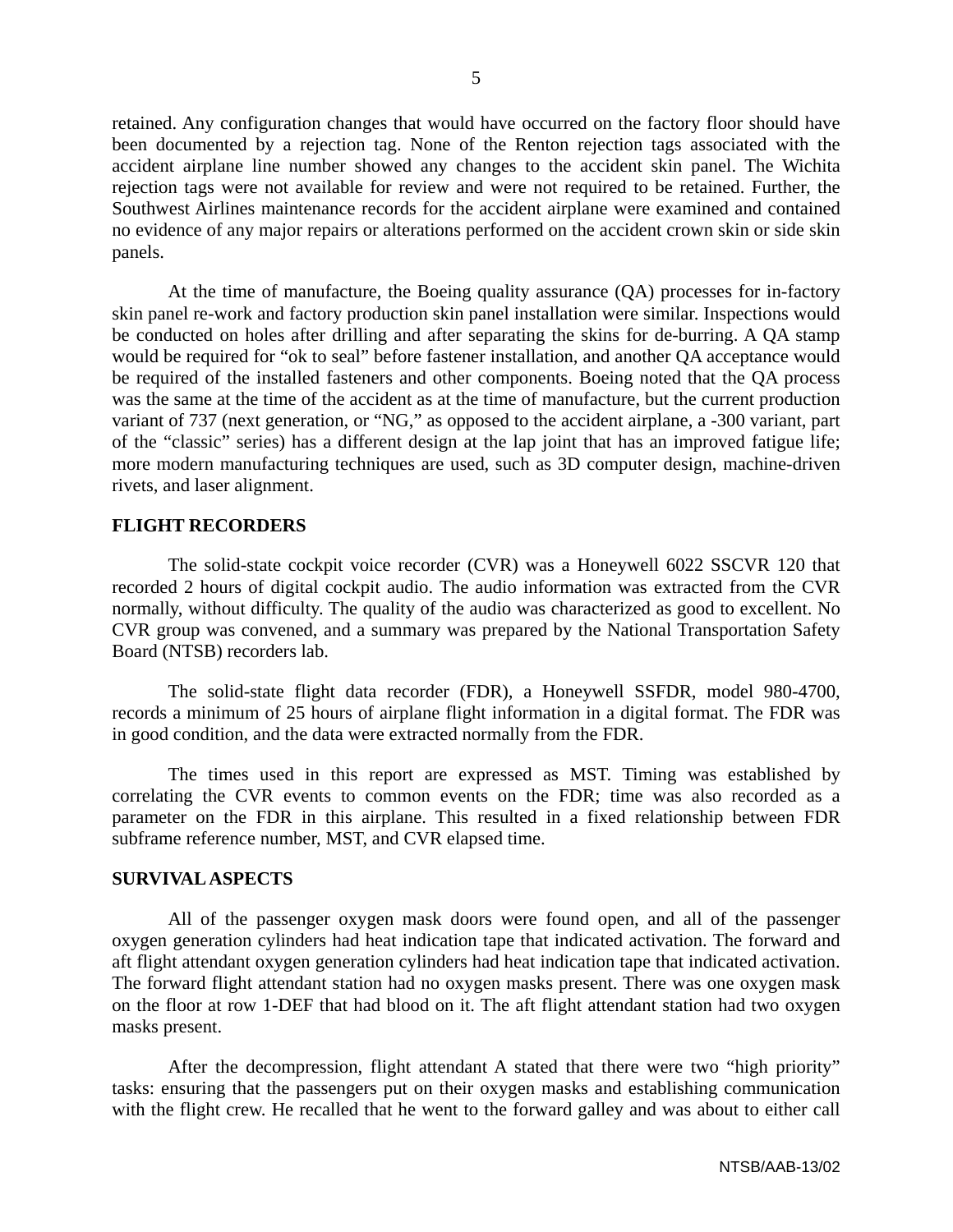retained. Any configuration changes that would have occurred on the factory floor should have been documented by a rejection tag. None of the Renton rejection tags associated with the accident airplane line number showed any changes to the accident skin panel. The Wichita rejection tags were not available for review and were not required to be retained. Further, the Southwest Airlines maintenance records for the accident airplane were examined and contained no evidence of any major repairs or alterations performed on the accident crown skin or side skin panels.

At the time of manufacture, the Boeing quality assurance (QA) processes for in-factory skin panel re-work and factory production skin panel installation were similar. Inspections would be conducted on holes after drilling and after separating the skins for de-burring. A QA stamp would be required for "ok to seal" before fastener installation, and another QA acceptance would be required of the installed fasteners and other components. Boeing noted that the QA process was the same at the time of the accident as at the time of manufacture, but the current production variant of 737 (next generation, or "NG," as opposed to the accident airplane, a -300 variant, part of the "classic" series) has a different design at the lap joint that has an improved fatigue life; more modern manufacturing techniques are used, such as 3D computer design, machine-driven rivets, and laser alignment.

## FLIGHT RECORDERS

The solid-state cockpit voice recorder (CVR) was a Honeywell 6022 SSCVR 120 that recorded 2 hours of digital cockpit audio. The audio information was extracted from the CVR normally, without difficulty. The quality of the audio was characterized as good to excellent. No CVR group was convened, and a summary was prepared by the National Transportation Safety Board (NTSB) recorders lab.

The solid-state flight data recorder (FDR), a Honeywell SSFDR, model 980-4700, records a minimum of 25 hours of airplane flight information in a digital format. The FDR was in good condition, and the data were extracted normally from the FDR.

The times used in this report are expressed as MST. Timing was established by correlating the CVR events to common events on the FDR; time was also recorded as a parameter on the FDR in this airplane. This resulted in a fixed relationship between FDR subframe reference number, MST, and CVR elapsed time.

## SURVIVAL ASPECTS

All of the passenger oxygen mask doors were found open, and all of the passenger oxygen generation cylinders had heat indication tape that indicated activation. The forward and aft flight attendant oxygen generation cylinders had heat indication tape that indicated activation. The forward flight attendant station had no oxygen masks present. There was one oxygen mask on the floor at row 1-DEF that had blood on it. The aft flight attendant station had two oxygen masks present.

After the decompression, flight attendant A stated that there were two "high priority" tasks: ensuring that the passengers put on their oxygen masks and establishing communication with the flight crew. He recalled that he went to the forward galley and was about to either call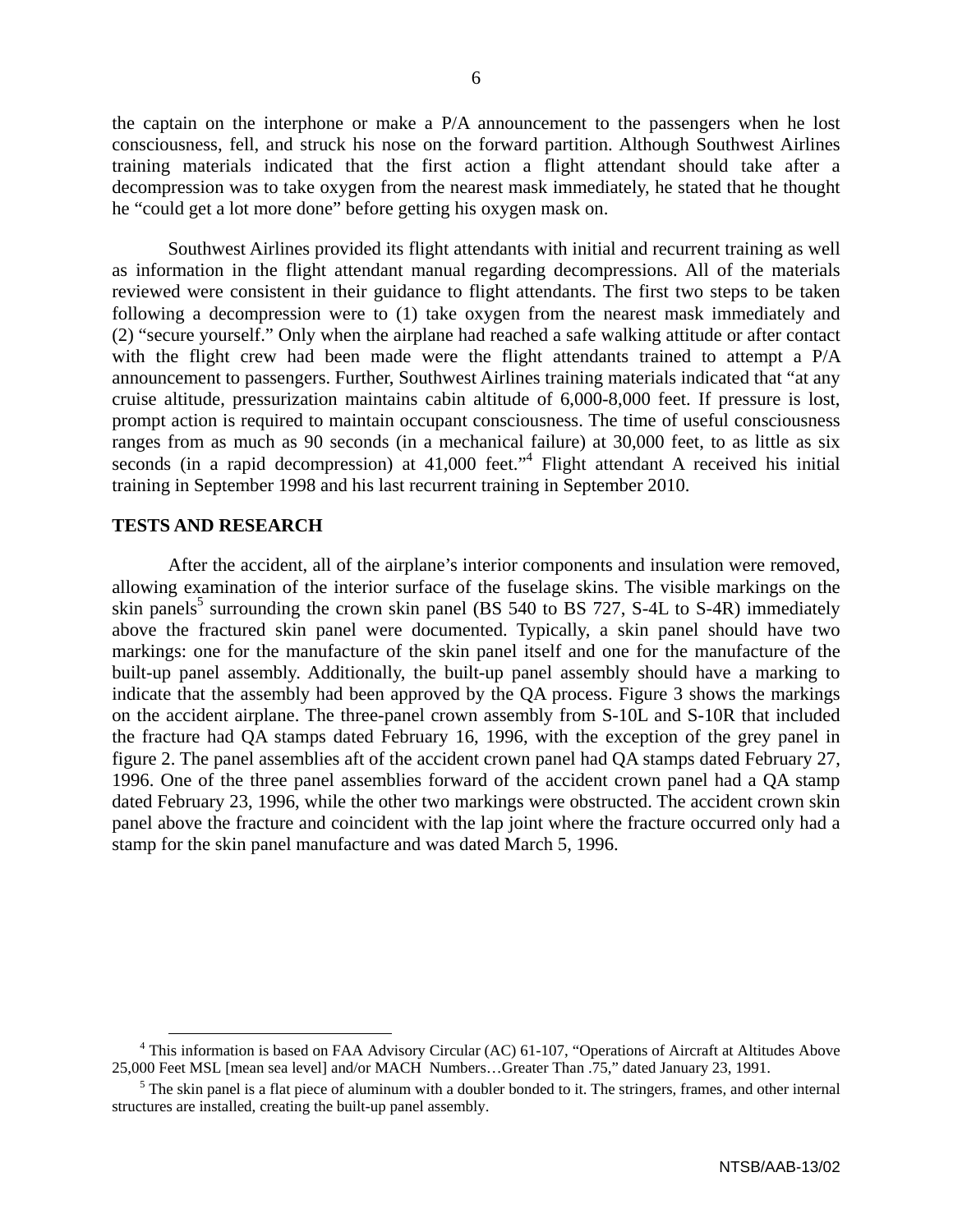the captain on the interphone or make a P/A announcement to the passengers when he lost consciousness, fell, and struck his nose on the forward partition. Although Southwest Airlines training materials indicated that the first action a flight attendant should take after a decompression was to take oxygen from the nearest mask immediately, he stated that he thought he "could get a lot more done" before getting his oxygen mask on.

Southwest Airlines provided its flight attendants with initial and recurrent training as well as information in the flight attendant manual regarding decompressions. All of the materials reviewed were consistent in their guidance to flight attendants. The first two steps to be taken following a decompression were to (1) take oxygen from the nearest mask immediately and (2) "secure yourself." Only when the airplane had reached a safe walking attitude or after contact with the flight crew had been made were the flight attendants trained to attempt a P/A announcement to passengers. Further, Southwest Airlines training materials indicated that "at any cruise altitude, pressurization maintains cabin altitude of 6,000-8,000 feet. If pressure is lost, prompt action is required to maintain occupant consciousness. The time of useful consciousness ranges from as much as 90 seconds (in a mechanical failure) at 30,000 feet, to as little as six seconds (in a rapid decompression) at 41,000 feet."[4] Flight attendant A received his initial training in September 1998 and his last recurrent training in September 2010.

## TESTS AND RESEARCH

After the accident, all of the airplane's interior components and insulation were removed, allowing examination of the interior surface of the fuselage skins. The visible markings on the skin panels[5] surrounding the crown skin panel (BS 540 to BS 727, S-4L to S-4R) immediately above the fractured skin panel were documented. Typically, a skin panel should have two markings: one for the manufacture of the skin panel itself and one for the manufacture of the built-up panel assembly. Additionally, the built-up panel assembly should have a marking to indicate that the assembly had been approved by the QA process. Figure 3 shows the markings on the accident airplane. The three-panel crown assembly from S-10L and S-10R that included the fracture had QA stamps dated February 16, 1996, with the exception of the grey panel in figure 2. The panel assemblies aft of the accident crown panel had QA stamps dated February 27, 1996. One of the three panel assemblies forward of the accident crown panel had a QA stamp dated February 23, 1996, while the other two markings were obstructed. The accident crown skin panel above the fracture and coincident with the lap joint where the fracture occurred only had a stamp for the skin panel manufacture and was dated March 5, 1996.

---

[4] This information is based on FAA Advisory Circular (AC) 61-107, "Operations of Aircraft at Altitudes Above 25,000 Feet MSL [mean sea level] and/or MACH Numbers…Greater Than .75," dated January 23, 1991.

[5] The skin panel is a flat piece of aluminum with a doubler bonded to it. The stringers, frames, and other internal structures are installed, creating the built-up panel assembly.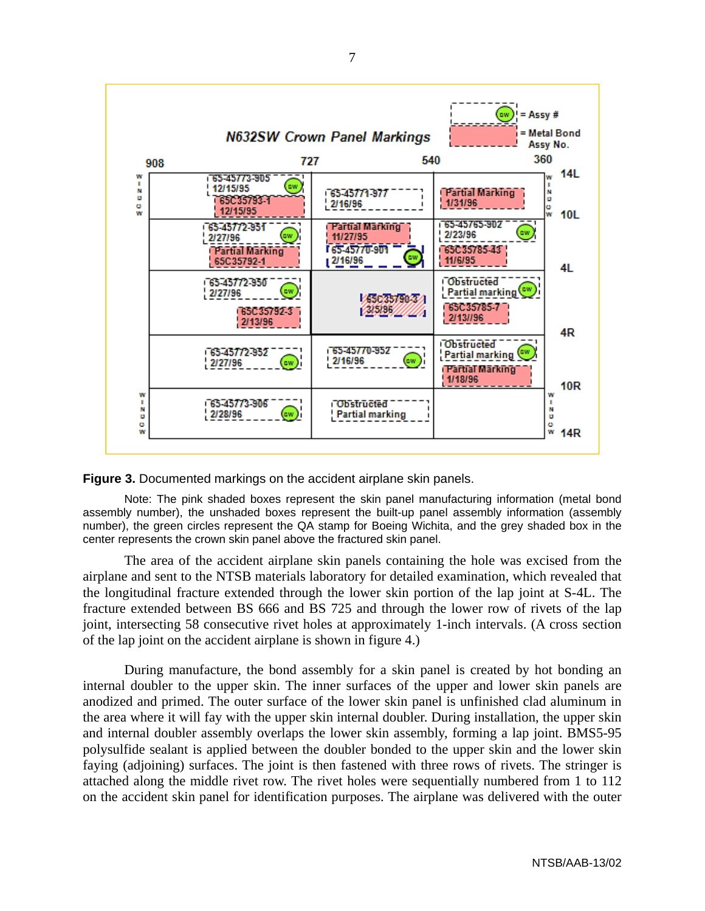N632SW Crown Panel Markings

= Assy #

= Metal Bond Assy No.

908 727 540 360

14L 10L 4L 4R 10R 14R

WINDOW

65-45773-905 12/15/95 QW
65C35793-1 12/15/95

65-45771-977 2/16/96

Partial Marking 1/31/96

65-45772-951 2/27/96 QW
Partial Marking 65C35792-1

Partial Marking 11/27/95
65-45770-901 2/16/96 QW

65-45765-902 2/23/96 QW
65C35785-43 11/6/95

65-45772-950 2/27/96 QW
65C35792-3 2/13/96

65C35790-3 3/5/96

Obstructed Partial marking QW
65C35785-7 2/13//96

65-45772-952 2/27/96 QW

65-45770-952 2/16/96 QW

Obstructed Partial marking QW
Partial Marking 1/18/96

65-45773-906 2/28/96 QW

Obstructed Partial marking

**Figure 3.** Documented markings on the accident airplane skin panels.

Note: The pink shaded boxes represent the skin panel manufacturing information (metal bond assembly number), the unshaded boxes represent the built-up panel assembly information (assembly number), the green circles represent the QA stamp for Boeing Wichita, and the grey shaded box in the center represents the crown skin panel above the fractured skin panel.

The area of the accident airplane skin panels containing the hole was excised from the airplane and sent to the NTSB materials laboratory for detailed examination, which revealed that the longitudinal fracture extended through the lower skin portion of the lap joint at S-4L. The fracture extended between BS 666 and BS 725 and through the lower row of rivets of the lap joint, intersecting 58 consecutive rivet holes at approximately 1-inch intervals. (A cross section of the lap joint on the accident airplane is shown in figure 4.)

During manufacture, the bond assembly for a skin panel is created by hot bonding an internal doubler to the upper skin. The inner surfaces of the upper and lower skin panels are anodized and primed. The outer surface of the lower skin panel is unfinished clad aluminum in the area where it will fay with the upper skin internal doubler. During installation, the upper skin and internal doubler assembly overlaps the lower skin assembly, forming a lap joint. BMS5-95 polysulfide sealant is applied between the doubler bonded to the upper skin and the lower skin faying (adjoining) surfaces. The joint is then fastened with three rows of rivets. The stringer is attached along the middle rivet row. The rivet holes were sequentially numbered from 1 to 112 on the accident skin panel for identification purposes. The airplane was delivered with the outer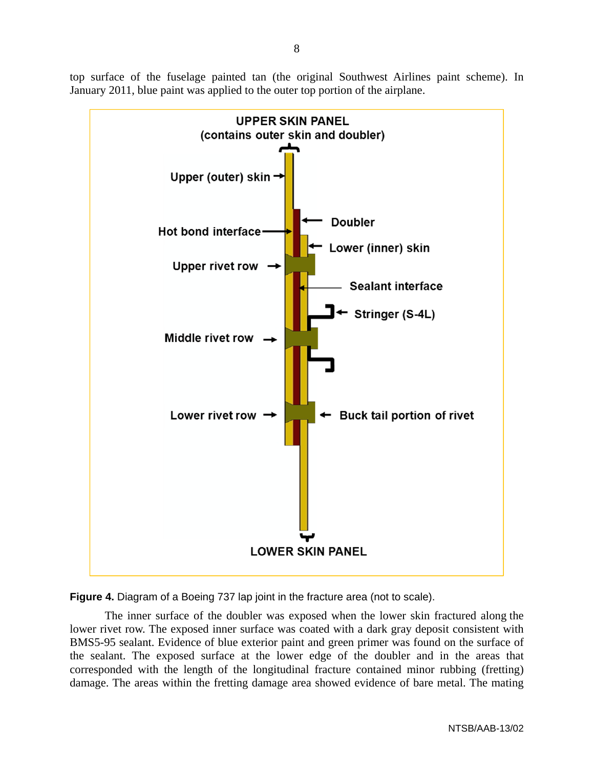top surface of the fuselage painted tan (the original Southwest Airlines paint scheme). In January 2011, blue paint was applied to the outer top portion of the airplane.

UPPER SKIN PANEL
(contains outer skin and doubler)

Upper (outer) skin

Doubler

Hot bond interface

Lower (inner) skin

Upper rivet row

Sealant interface

Stringer (S-4L)

Middle rivet row

Lower rivet row

Buck tail portion of rivet

LOWER SKIN PANEL

**Figure 4.** Diagram of a Boeing 737 lap joint in the fracture area (not to scale).

The inner surface of the doubler was exposed when the lower skin fractured along the lower rivet row. The exposed inner surface was coated with a dark gray deposit consistent with BMS5-95 sealant. Evidence of blue exterior paint and green primer was found on the surface of the sealant. The exposed surface at the lower edge of the doubler and in the areas that corresponded with the length of the longitudinal fracture contained minor rubbing (fretting) damage. The areas within the fretting damage area showed evidence of bare metal. The mating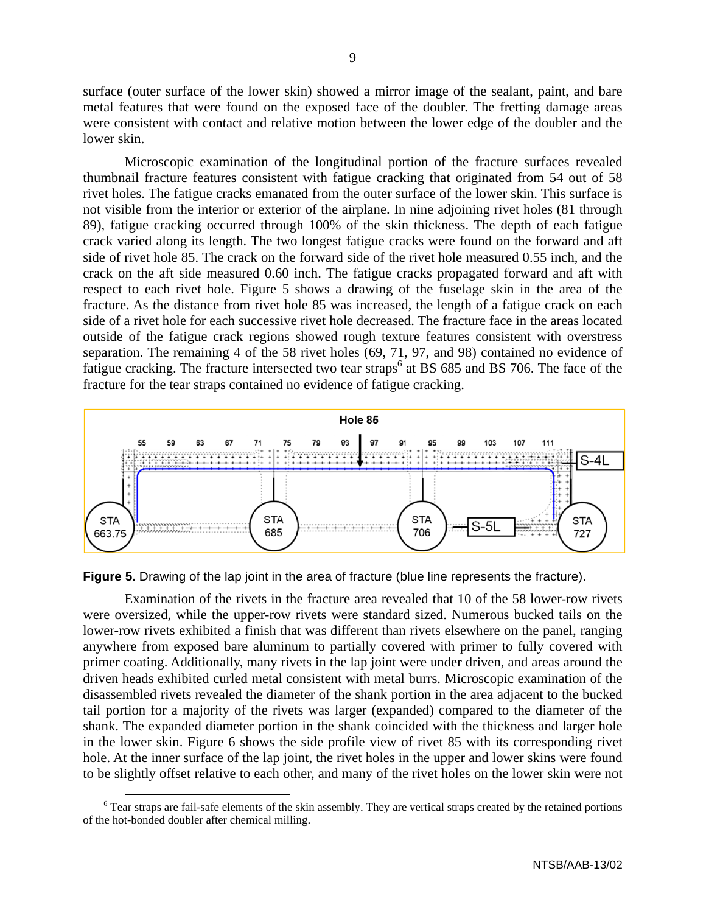surface (outer surface of the lower skin) showed a mirror image of the sealant, paint, and bare metal features that were found on the exposed face of the doubler. The fretting damage areas were consistent with contact and relative motion between the lower edge of the doubler and the lower skin.

Microscopic examination of the longitudinal portion of the fracture surfaces revealed thumbnail fracture features consistent with fatigue cracking that originated from 54 out of 58 rivet holes. The fatigue cracks emanated from the outer surface of the lower skin. This surface is not visible from the interior or exterior of the airplane. In nine adjoining rivet holes (81 through 89), fatigue cracking occurred through 100% of the skin thickness. The depth of each fatigue crack varied along its length. The two longest fatigue cracks were found on the forward and aft side of rivet hole 85. The crack on the forward side of the rivet hole measured 0.55 inch, and the crack on the aft side measured 0.60 inch. The fatigue cracks propagated forward and aft with respect to each rivet hole. Figure 5 shows a drawing of the fuselage skin in the area of the fracture. As the distance from rivet hole 85 was increased, the length of a fatigue crack on each side of a rivet hole for each successive rivet hole decreased. The fracture face in the areas located outside of the fatigue crack regions showed rough texture features consistent with overstress separation. The remaining 4 of the 58 rivet holes (69, 71, 97, and 98) contained no evidence of fatigue cracking. The fracture intersected two tear straps[6] at BS 685 and BS 706. The face of the fracture for the tear straps contained no evidence of fatigue cracking.

Hole 85

55 59 63 67 71 75 79 83 87 91 95 99 103 107 111

S-4L

STA 663.75

STA 685

STA 706

S-5L

STA 727

**Figure 5.** Drawing of the lap joint in the area of fracture (blue line represents the fracture).

Examination of the rivets in the fracture area revealed that 10 of the 58 lower-row rivets were oversized, while the upper-row rivets were standard sized. Numerous bucked tails on the lower-row rivets exhibited a finish that was different than rivets elsewhere on the panel, ranging anywhere from exposed bare aluminum to partially covered with primer to fully covered with primer coating. Additionally, many rivets in the lap joint were under driven, and areas around the driven heads exhibited curled metal consistent with metal burrs. Microscopic examination of the disassembled rivets revealed the diameter of the shank portion in the area adjacent to the bucked tail portion for a majority of the rivets was larger (expanded) compared to the diameter of the shank. The expanded diameter portion in the shank coincided with the thickness and larger hole in the lower skin. Figure 6 shows the side profile view of rivet 85 with its corresponding rivet hole. At the inner surface of the lap joint, the rivet holes in the upper and lower skins were found to be slightly offset relative to each other, and many of the rivet holes on the lower skin were not

[6] Tear straps are fail-safe elements of the skin assembly. They are vertical straps created by the retained portions of the hot-bonded doubler after chemical milling.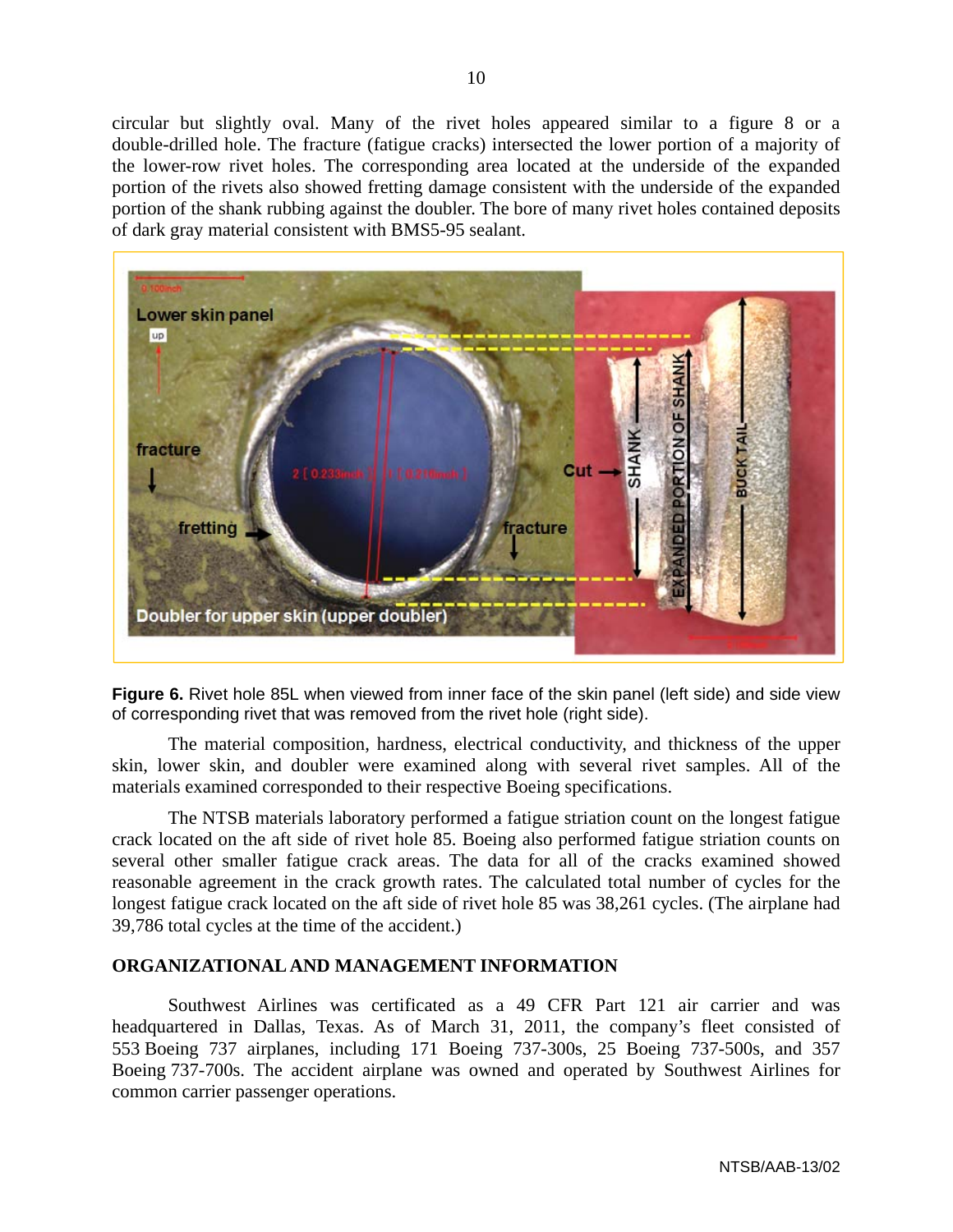circular but slightly oval. Many of the rivet holes appeared similar to a figure 8 or a double-drilled hole. The fracture (fatigue cracks) intersected the lower portion of a majority of the lower-row rivet holes. The corresponding area located at the underside of the expanded portion of the rivets also showed fretting damage consistent with the underside of the expanded portion of the shank rubbing against the doubler. The bore of many rivet holes contained deposits of dark gray material consistent with BMS5-95 sealant.

**Figure 6.** Rivet hole 85L when viewed from inner face of the skin panel (left side) and side view of corresponding rivet that was removed from the rivet hole (right side).

The material composition, hardness, electrical conductivity, and thickness of the upper skin, lower skin, and doubler were examined along with several rivet samples. All of the materials examined corresponded to their respective Boeing specifications.

The NTSB materials laboratory performed a fatigue striation count on the longest fatigue crack located on the aft side of rivet hole 85. Boeing also performed fatigue striation counts on several other smaller fatigue crack areas. The data for all of the cracks examined showed reasonable agreement in the crack growth rates. The calculated total number of cycles for the longest fatigue crack located on the aft side of rivet hole 85 was 38,261 cycles. (The airplane had 39,786 total cycles at the time of the accident.)

## ORGANIZATIONAL AND MANAGEMENT INFORMATION

Southwest Airlines was certificated as a 49 CFR Part 121 air carrier and was headquartered in Dallas, Texas. As of March 31, 2011, the company's fleet consisted of 553 Boeing 737 airplanes, including 171 Boeing 737-300s, 25 Boeing 737-500s, and 357 Boeing 737-700s. The accident airplane was owned and operated by Southwest Airlines for common carrier passenger operations.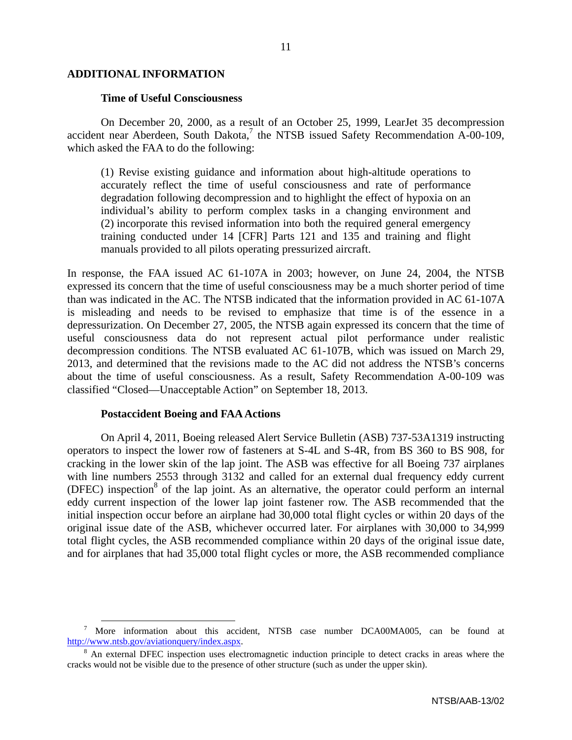## ADDITIONAL INFORMATION

### Time of Useful Consciousness

On December 20, 2000, as a result of an October 25, 1999, LearJet 35 decompression accident near Aberdeen, South Dakota,[7] the NTSB issued Safety Recommendation A-00-109, which asked the FAA to do the following:

> (1) Revise existing guidance and information about high-altitude operations to accurately reflect the time of useful consciousness and rate of performance degradation following decompression and to highlight the effect of hypoxia on an individual's ability to perform complex tasks in a changing environment and (2) incorporate this revised information into both the required general emergency training conducted under 14 [CFR] Parts 121 and 135 and training and flight manuals provided to all pilots operating pressurized aircraft.

In response, the FAA issued AC 61-107A in 2003; however, on June 24, 2004, the NTSB expressed its concern that the time of useful consciousness may be a much shorter period of time than was indicated in the AC. The NTSB indicated that the information provided in AC 61-107A is misleading and needs to be revised to emphasize that time is of the essence in a depressurization. On December 27, 2005, the NTSB again expressed its concern that the time of useful consciousness data do not represent actual pilot performance under realistic decompression conditions. The NTSB evaluated AC 61-107B, which was issued on March 29, 2013, and determined that the revisions made to the AC did not address the NTSB's concerns about the time of useful consciousness. As a result, Safety Recommendation A-00-109 was classified "Closed—Unacceptable Action" on September 18, 2013.

### Postaccident Boeing and FAA Actions

On April 4, 2011, Boeing released Alert Service Bulletin (ASB) 737-53A1319 instructing operators to inspect the lower row of fasteners at S-4L and S-4R, from BS 360 to BS 908, for cracking in the lower skin of the lap joint. The ASB was effective for all Boeing 737 airplanes with line numbers 2553 through 3132 and called for an external dual frequency eddy current (DFEC) inspection[8] of the lap joint. As an alternative, the operator could perform an internal eddy current inspection of the lower lap joint fastener row. The ASB recommended that the initial inspection occur before an airplane had 30,000 total flight cycles or within 20 days of the original issue date of the ASB, whichever occurred later. For airplanes with 30,000 to 34,999 total flight cycles, the ASB recommended compliance within 20 days of the original issue date, and for airplanes that had 35,000 total flight cycles or more, the ASB recommended compliance

---

[7] More information about this accident, NTSB case number DCA00MA005, can be found at http://www.ntsb.gov/aviationquery/index.aspx.

[8] An external DFEC inspection uses electromagnetic induction principle to detect cracks in areas where the cracks would not be visible due to the presence of other structure (such as under the upper skin).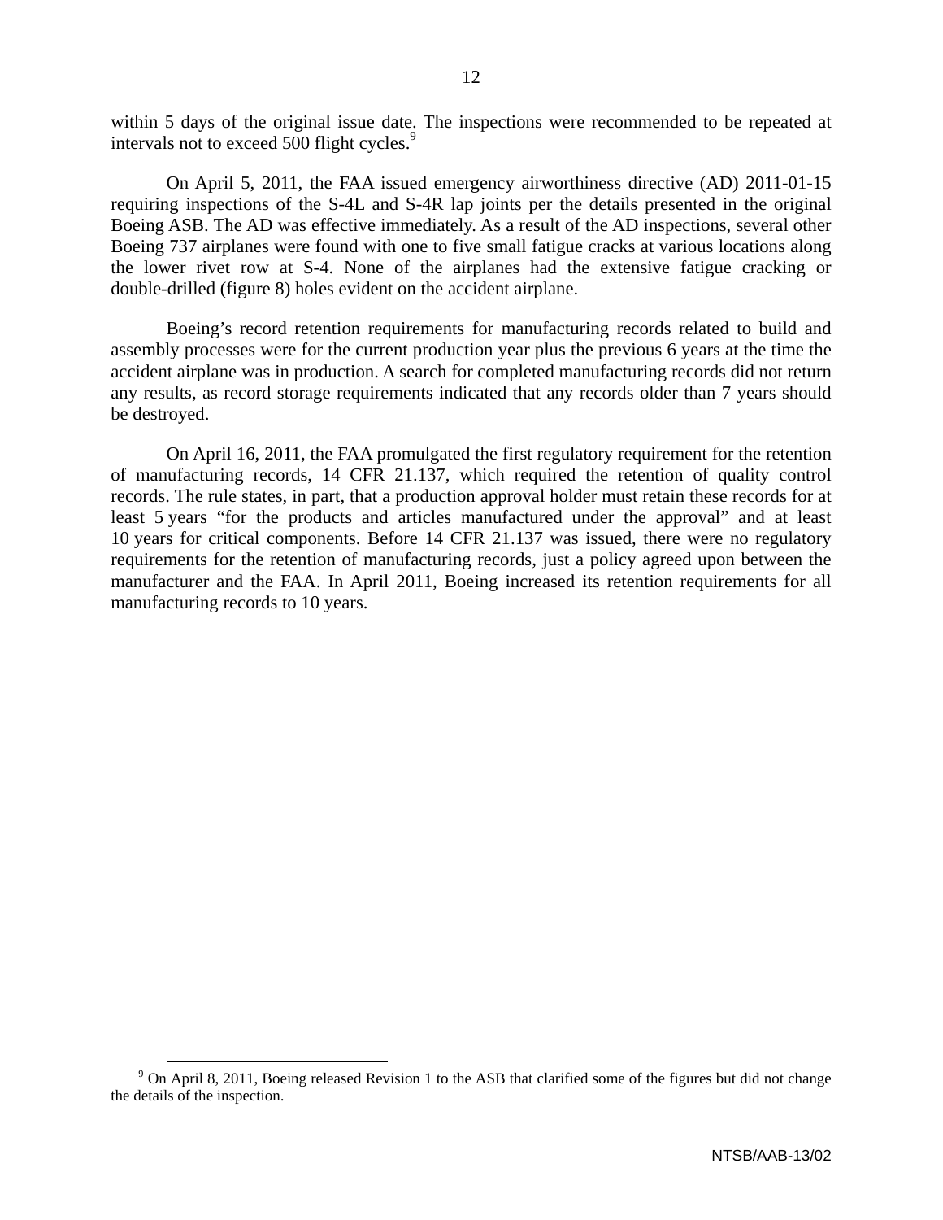within 5 days of the original issue date. The inspections were recommended to be repeated at intervals not to exceed 500 flight cycles.[9]

On April 5, 2011, the FAA issued emergency airworthiness directive (AD) 2011-01-15 requiring inspections of the S-4L and S-4R lap joints per the details presented in the original Boeing ASB. The AD was effective immediately. As a result of the AD inspections, several other Boeing 737 airplanes were found with one to five small fatigue cracks at various locations along the lower rivet row at S-4. None of the airplanes had the extensive fatigue cracking or double-drilled (figure 8) holes evident on the accident airplane.

Boeing's record retention requirements for manufacturing records related to build and assembly processes were for the current production year plus the previous 6 years at the time the accident airplane was in production. A search for completed manufacturing records did not return any results, as record storage requirements indicated that any records older than 7 years should be destroyed.

On April 16, 2011, the FAA promulgated the first regulatory requirement for the retention of manufacturing records, 14 CFR 21.137, which required the retention of quality control records. The rule states, in part, that a production approval holder must retain these records for at least 5 years "for the products and articles manufactured under the approval" and at least 10 years for critical components. Before 14 CFR 21.137 was issued, there were no regulatory requirements for the retention of manufacturing records, just a policy agreed upon between the manufacturer and the FAA. In April 2011, Boeing increased its retention requirements for all manufacturing records to 10 years.

[9] On April 8, 2011, Boeing released Revision 1 to the ASB that clarified some of the figures but did not change the details of the inspection.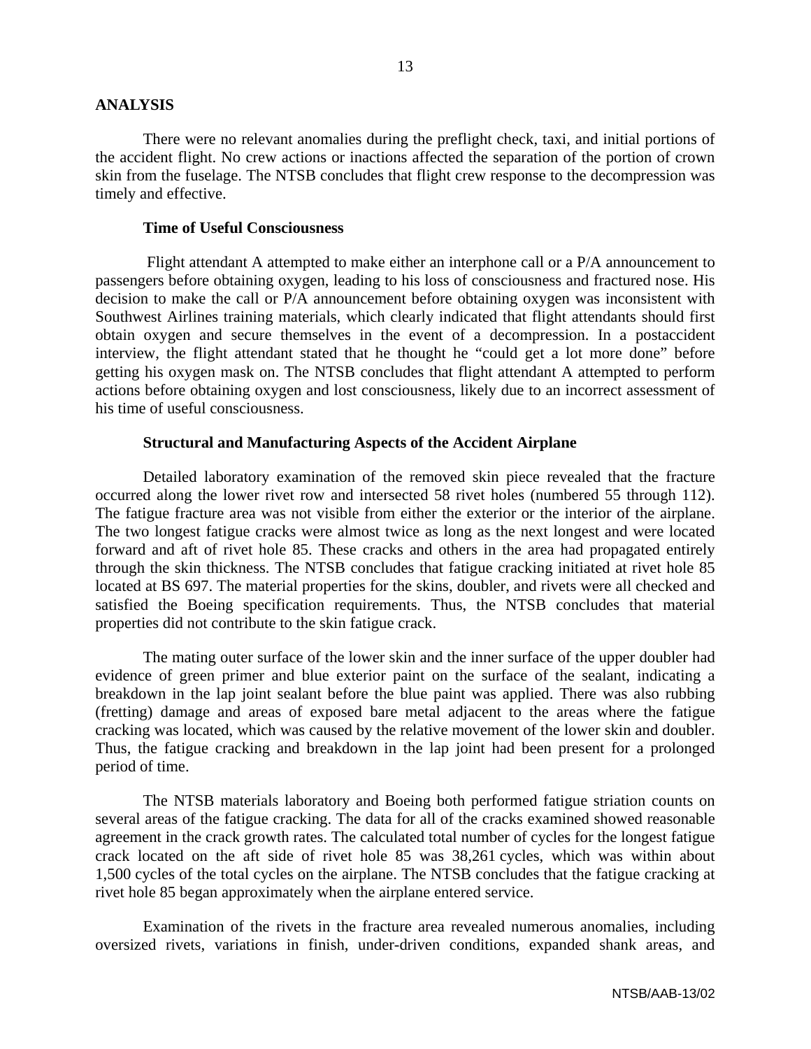## ANALYSIS

There were no relevant anomalies during the preflight check, taxi, and initial portions of the accident flight. No crew actions or inactions affected the separation of the portion of crown skin from the fuselage. The NTSB concludes that flight crew response to the decompression was timely and effective.

### Time of Useful Consciousness

Flight attendant A attempted to make either an interphone call or a P/A announcement to passengers before obtaining oxygen, leading to his loss of consciousness and fractured nose. His decision to make the call or P/A announcement before obtaining oxygen was inconsistent with Southwest Airlines training materials, which clearly indicated that flight attendants should first obtain oxygen and secure themselves in the event of a decompression. In a postaccident interview, the flight attendant stated that he thought he "could get a lot more done" before getting his oxygen mask on. The NTSB concludes that flight attendant A attempted to perform actions before obtaining oxygen and lost consciousness, likely due to an incorrect assessment of his time of useful consciousness.

### Structural and Manufacturing Aspects of the Accident Airplane

Detailed laboratory examination of the removed skin piece revealed that the fracture occurred along the lower rivet row and intersected 58 rivet holes (numbered 55 through 112). The fatigue fracture area was not visible from either the exterior or the interior of the airplane. The two longest fatigue cracks were almost twice as long as the next longest and were located forward and aft of rivet hole 85. These cracks and others in the area had propagated entirely through the skin thickness. The NTSB concludes that fatigue cracking initiated at rivet hole 85 located at BS 697. The material properties for the skins, doubler, and rivets were all checked and satisfied the Boeing specification requirements. Thus, the NTSB concludes that material properties did not contribute to the skin fatigue crack.

The mating outer surface of the lower skin and the inner surface of the upper doubler had evidence of green primer and blue exterior paint on the surface of the sealant, indicating a breakdown in the lap joint sealant before the blue paint was applied. There was also rubbing (fretting) damage and areas of exposed bare metal adjacent to the areas where the fatigue cracking was located, which was caused by the relative movement of the lower skin and doubler. Thus, the fatigue cracking and breakdown in the lap joint had been present for a prolonged period of time.

The NTSB materials laboratory and Boeing both performed fatigue striation counts on several areas of the fatigue cracking. The data for all of the cracks examined showed reasonable agreement in the crack growth rates. The calculated total number of cycles for the longest fatigue crack located on the aft side of rivet hole 85 was 38,261 cycles, which was within about 1,500 cycles of the total cycles on the airplane. The NTSB concludes that the fatigue cracking at rivet hole 85 began approximately when the airplane entered service.

Examination of the rivets in the fracture area revealed numerous anomalies, including oversized rivets, variations in finish, under-driven conditions, expanded shank areas, and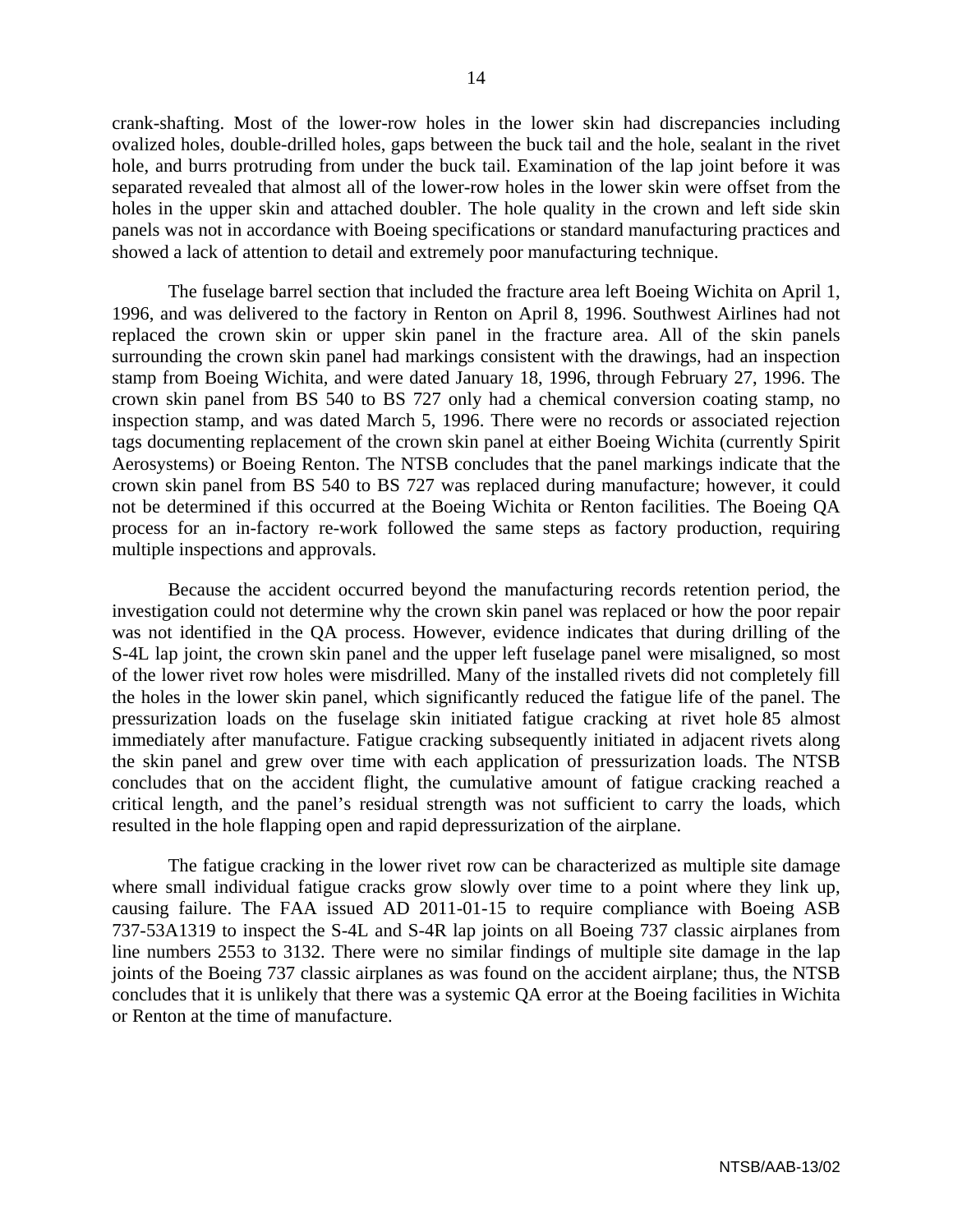crank-shafting. Most of the lower-row holes in the lower skin had discrepancies including ovalized holes, double-drilled holes, gaps between the buck tail and the hole, sealant in the rivet hole, and burrs protruding from under the buck tail. Examination of the lap joint before it was separated revealed that almost all of the lower-row holes in the lower skin were offset from the holes in the upper skin and attached doubler. The hole quality in the crown and left side skin panels was not in accordance with Boeing specifications or standard manufacturing practices and showed a lack of attention to detail and extremely poor manufacturing technique.

The fuselage barrel section that included the fracture area left Boeing Wichita on April 1, 1996, and was delivered to the factory in Renton on April 8, 1996. Southwest Airlines had not replaced the crown skin or upper skin panel in the fracture area. All of the skin panels surrounding the crown skin panel had markings consistent with the drawings, had an inspection stamp from Boeing Wichita, and were dated January 18, 1996, through February 27, 1996. The crown skin panel from BS 540 to BS 727 only had a chemical conversion coating stamp, no inspection stamp, and was dated March 5, 1996. There were no records or associated rejection tags documenting replacement of the crown skin panel at either Boeing Wichita (currently Spirit Aerosystems) or Boeing Renton. The NTSB concludes that the panel markings indicate that the crown skin panel from BS 540 to BS 727 was replaced during manufacture; however, it could not be determined if this occurred at the Boeing Wichita or Renton facilities. The Boeing QA process for an in-factory re-work followed the same steps as factory production, requiring multiple inspections and approvals.

Because the accident occurred beyond the manufacturing records retention period, the investigation could not determine why the crown skin panel was replaced or how the poor repair was not identified in the QA process. However, evidence indicates that during drilling of the S-4L lap joint, the crown skin panel and the upper left fuselage panel were misaligned, so most of the lower rivet row holes were misdrilled. Many of the installed rivets did not completely fill the holes in the lower skin panel, which significantly reduced the fatigue life of the panel. The pressurization loads on the fuselage skin initiated fatigue cracking at rivet hole 85 almost immediately after manufacture. Fatigue cracking subsequently initiated in adjacent rivets along the skin panel and grew over time with each application of pressurization loads. The NTSB concludes that on the accident flight, the cumulative amount of fatigue cracking reached a critical length, and the panel's residual strength was not sufficient to carry the loads, which resulted in the hole flapping open and rapid depressurization of the airplane.

The fatigue cracking in the lower rivet row can be characterized as multiple site damage where small individual fatigue cracks grow slowly over time to a point where they link up, causing failure. The FAA issued AD 2011-01-15 to require compliance with Boeing ASB 737-53A1319 to inspect the S-4L and S-4R lap joints on all Boeing 737 classic airplanes from line numbers 2553 to 3132. There were no similar findings of multiple site damage in the lap joints of the Boeing 737 classic airplanes as was found on the accident airplane; thus, the NTSB concludes that it is unlikely that there was a systemic QA error at the Boeing facilities in Wichita or Renton at the time of manufacture.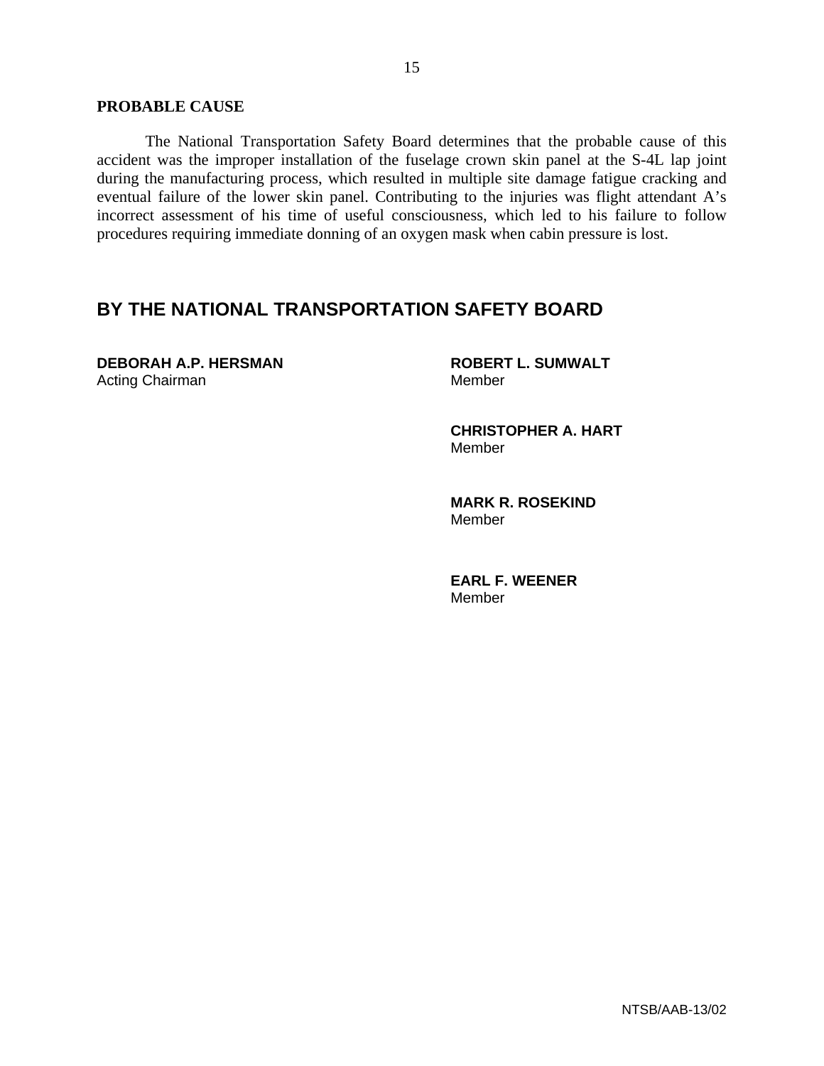## PROBABLE CAUSE

The National Transportation Safety Board determines that the probable cause of this accident was the improper installation of the fuselage crown skin panel at the S-4L lap joint during the manufacturing process, which resulted in multiple site damage fatigue cracking and eventual failure of the lower skin panel. Contributing to the injuries was flight attendant A's incorrect assessment of his time of useful consciousness, which led to his failure to follow procedures requiring immediate donning of an oxygen mask when cabin pressure is lost.

## BY THE NATIONAL TRANSPORTATION SAFETY BOARD

**DEBORAH A.P. HERSMAN**
Acting Chairman

**ROBERT L. SUMWALT**
Member

**CHRISTOPHER A. HART**
Member

**MARK R. ROSEKIND**
Member

**EARL F. WEENER**
Member